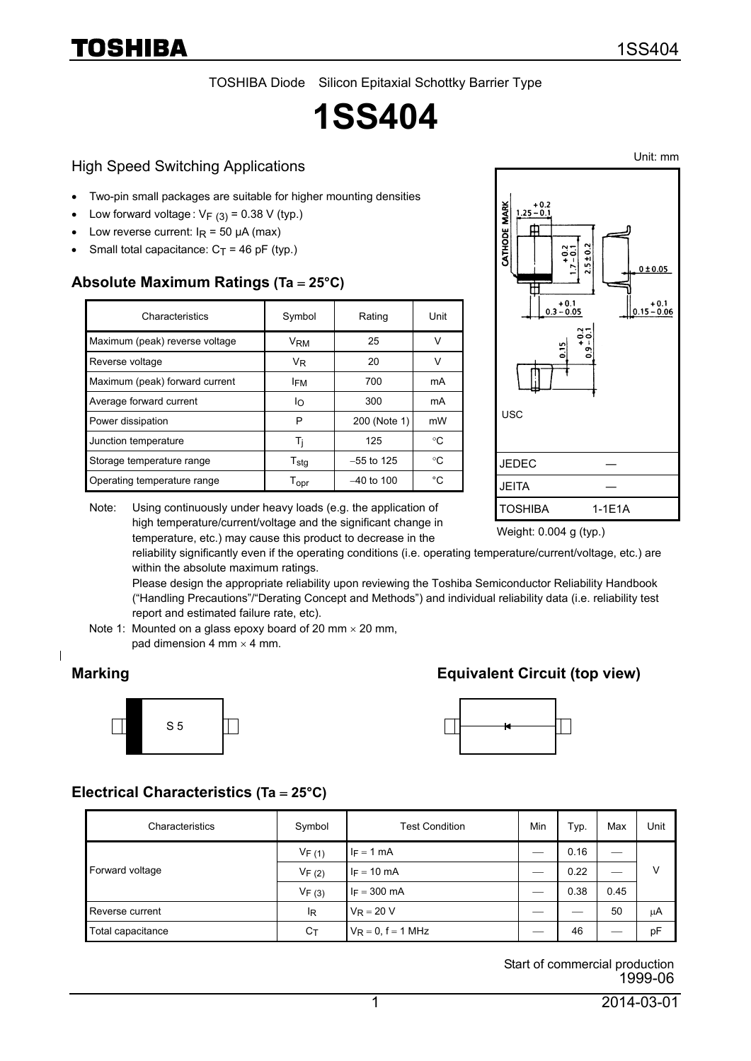TOSHIBA Diode Silicon Epitaxial Schottky Barrier Type

# 1SS404

## High Speed Switching Applications

- Two-pin small packages are suitable for higher mounting densities
- Low forward voltage : $V_{F\ (3)}$ = 0.38 V (typ.)
- Low reverse current: $I_R$ = 50 μA (max)
- Small total capacitance: $C_T$ = 46 pF (typ.)

### Absolute Maximum Ratings (Ta = 25°C)

| Characteristics | Symbol | Rating | Unit |
|---|---|---|---|
| Maximum (peak) reverse voltage | $V_{RM}$ | 25 | V |
| Reverse voltage | $V_R$ | 20 | V |
| Maximum (peak) forward current | $I_{FM}$ | 700 | mA |
| Average forward current | $I_O$ | 300 | mA |
| Power dissipation | P | 200 (Note 1) | mW |
| Junction temperature | $T_j$ | 125 | °C |
| Storage temperature range | $T_{stg}$ | −55 to 125 | °C |
| Operating temperature range | $T_{opr}$ | −40 to 100 | °C |

Note: Using continuously under heavy loads (e.g. the application of high temperature/current/voltage and the significant change in temperature, etc.) may cause this product to decrease in the reliability significantly even if the operating conditions (i.e. operating temperature/current/voltage, etc.) are within the absolute maximum ratings.
Please design the appropriate reliability upon reviewing the Toshiba Semiconductor Reliability Handbook ("Handling Precautions"/"Derating Concept and Methods") and individual reliability data (i.e. reliability test report and estimated failure rate, etc).

Note 1: Mounted on a glass epoxy board of 20 mm × 20 mm, pad dimension 4 mm × 4 mm.

Unit: mm

USC

| | |
|---|---|
| JEDEC | ― |
| JEITA | ― |
| TOSHIBA | 1-1E1A |

Weight: 0.004 g (typ.)

### Marking

S 5

### Equivalent Circuit (top view)

### Electrical Characteristics (Ta = 25°C)

| Characteristics | Symbol | Test Condition | Min | Typ. | Max | Unit |
|---|---|---|---|---|---|---|
| Forward voltage | $V_{F\ (1)}$ | $I_F$ = 1 mA | ― | 0.16 | ― | V |
| | $V_{F\ (2)}$ | $I_F$ = 10 mA | ― | 0.22 | ― | |
| | $V_{F\ (3)}$ | $I_F$ = 300 mA | ― | 0.38 | 0.45 | |
| Reverse current | $I_R$ | $V_R$ = 20 V | ― | ― | 50 | μA |
| Total capacitance | $C_T$ | $V_R$ = 0, f = 1 MHz | ― | 46 | ― | pF |

Start of commercial production
1999-06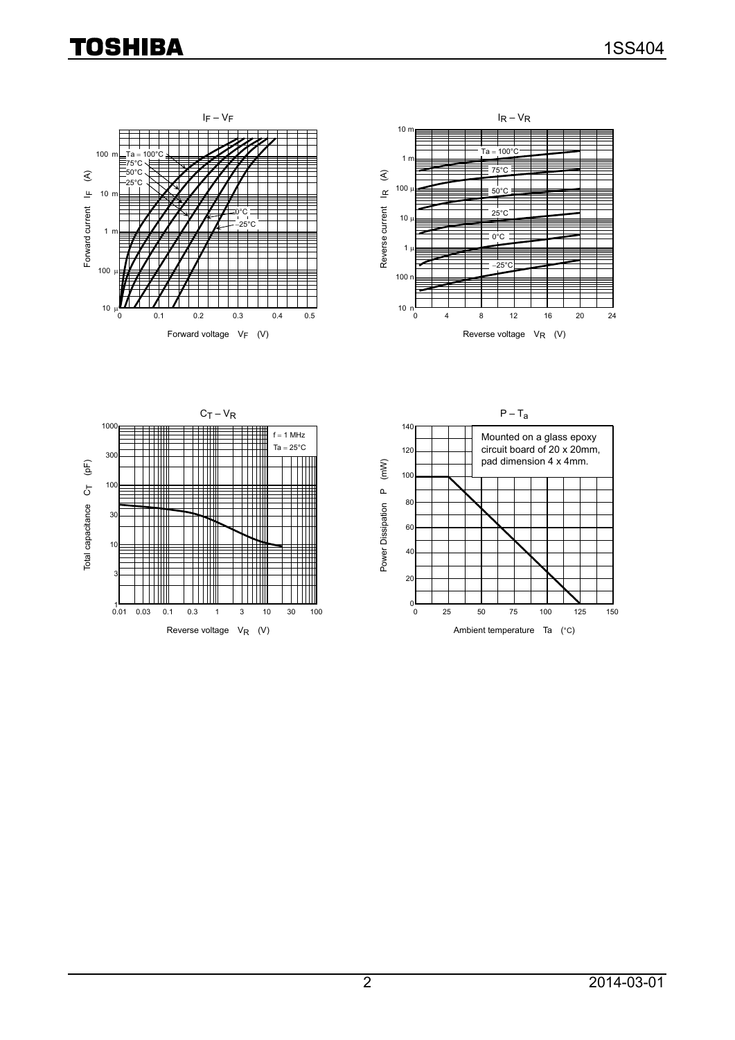## $I_F$ – $V_F$

Forward current $I_F$ (A)

Forward voltage $V_F$ (V)

Ta = 100°C, 75°C, 50°C, 25°C, 0°C, −25°C

## $I_R$ – $V_R$

Reverse current $I_R$ (A)

Reverse voltage $V_R$ (V)

Ta = 100°C, 75°C, 50°C, 25°C, 0°C, −25°C

## $C_T$ – $V_R$

Total capacitance $C_T$ (pF)

Reverse voltage $V_R$ (V)

f = 1 MHz
Ta = 25°C

## P – $T_a$

Power Dissipation P (mW)

Ambient temperature Ta (°C)

Mounted on a glass epoxy circuit board of 20 x 20mm, pad dimension 4 x 4mm.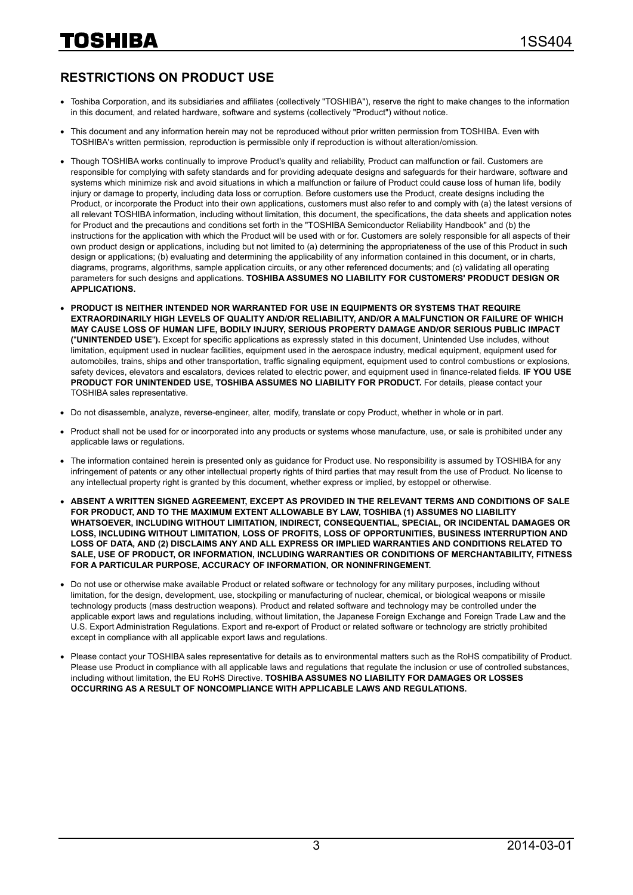## RESTRICTIONS ON PRODUCT USE

- Toshiba Corporation, and its subsidiaries and affiliates (collectively "TOSHIBA"), reserve the right to make changes to the information in this document, and related hardware, software and systems (collectively "Product") without notice.

- This document and any information herein may not be reproduced without prior written permission from TOSHIBA. Even with TOSHIBA's written permission, reproduction is permissible only if reproduction is without alteration/omission.

- Though TOSHIBA works continually to improve Product's quality and reliability, Product can malfunction or fail. Customers are responsible for complying with safety standards and for providing adequate designs and safeguards for their hardware, software and systems which minimize risk and avoid situations in which a malfunction or failure of Product could cause loss of human life, bodily injury or damage to property, including data loss or corruption. Before customers use the Product, create designs including the Product, or incorporate the Product into their own applications, customers must also refer to and comply with (a) the latest versions of all relevant TOSHIBA information, including without limitation, this document, the specifications, the data sheets and application notes for Product and the precautions and conditions set forth in the "TOSHIBA Semiconductor Reliability Handbook" and (b) the instructions for the application with which the Product will be used with or for. Customers are solely responsible for all aspects of their own product design or applications, including but not limited to (a) determining the appropriateness of the use of this Product in such design or applications; (b) evaluating and determining the applicability of any information contained in this document, or in charts, diagrams, programs, algorithms, sample application circuits, or any other referenced documents; and (c) validating all operating parameters for such designs and applications. **TOSHIBA ASSUMES NO LIABILITY FOR CUSTOMERS' PRODUCT DESIGN OR APPLICATIONS.**

- **PRODUCT IS NEITHER INTENDED NOR WARRANTED FOR USE IN EQUIPMENTS OR SYSTEMS THAT REQUIRE EXTRAORDINARILY HIGH LEVELS OF QUALITY AND/OR RELIABILITY, AND/OR A MALFUNCTION OR FAILURE OF WHICH MAY CAUSE LOSS OF HUMAN LIFE, BODILY INJURY, SERIOUS PROPERTY DAMAGE AND/OR SERIOUS PUBLIC IMPACT ("UNINTENDED USE").** Except for specific applications as expressly stated in this document, Unintended Use includes, without limitation, equipment used in nuclear facilities, equipment used in the aerospace industry, medical equipment, equipment used for automobiles, trains, ships and other transportation, traffic signaling equipment, equipment used to control combustions or explosions, safety devices, elevators and escalators, devices related to electric power, and equipment used in finance-related fields. **IF YOU USE PRODUCT FOR UNINTENDED USE, TOSHIBA ASSUMES NO LIABILITY FOR PRODUCT.** For details, please contact your TOSHIBA sales representative.

- Do not disassemble, analyze, reverse-engineer, alter, modify, translate or copy Product, whether in whole or in part.

- Product shall not be used for or incorporated into any products or systems whose manufacture, use, or sale is prohibited under any applicable laws or regulations.

- The information contained herein is presented only as guidance for Product use. No responsibility is assumed by TOSHIBA for any infringement of patents or any other intellectual property rights of third parties that may result from the use of Product. No license to any intellectual property right is granted by this document, whether express or implied, by estoppel or otherwise.

- **ABSENT A WRITTEN SIGNED AGREEMENT, EXCEPT AS PROVIDED IN THE RELEVANT TERMS AND CONDITIONS OF SALE FOR PRODUCT, AND TO THE MAXIMUM EXTENT ALLOWABLE BY LAW, TOSHIBA (1) ASSUMES NO LIABILITY WHATSOEVER, INCLUDING WITHOUT LIMITATION, INDIRECT, CONSEQUENTIAL, SPECIAL, OR INCIDENTAL DAMAGES OR LOSS, INCLUDING WITHOUT LIMITATION, LOSS OF PROFITS, LOSS OF OPPORTUNITIES, BUSINESS INTERRUPTION AND LOSS OF DATA, AND (2) DISCLAIMS ANY AND ALL EXPRESS OR IMPLIED WARRANTIES AND CONDITIONS RELATED TO SALE, USE OF PRODUCT, OR INFORMATION, INCLUDING WARRANTIES OR CONDITIONS OF MERCHANTABILITY, FITNESS FOR A PARTICULAR PURPOSE, ACCURACY OF INFORMATION, OR NONINFRINGEMENT.**

- Do not use or otherwise make available Product or related software or technology for any military purposes, including without limitation, for the design, development, use, stockpiling or manufacturing of nuclear, chemical, or biological weapons or missile technology products (mass destruction weapons). Product and related software and technology may be controlled under the applicable export laws and regulations including, without limitation, the Japanese Foreign Exchange and Foreign Trade Law and the U.S. Export Administration Regulations. Export and re-export of Product or related software or technology are strictly prohibited except in compliance with all applicable export laws and regulations.

- Please contact your TOSHIBA sales representative for details as to environmental matters such as the RoHS compatibility of Product. Please use Product in compliance with all applicable laws and regulations that regulate the inclusion or use of controlled substances, including without limitation, the EU RoHS Directive. **TOSHIBA ASSUMES NO LIABILITY FOR DAMAGES OR LOSSES OCCURRING AS A RESULT OF NONCOMPLIANCE WITH APPLICABLE LAWS AND REGULATIONS.**